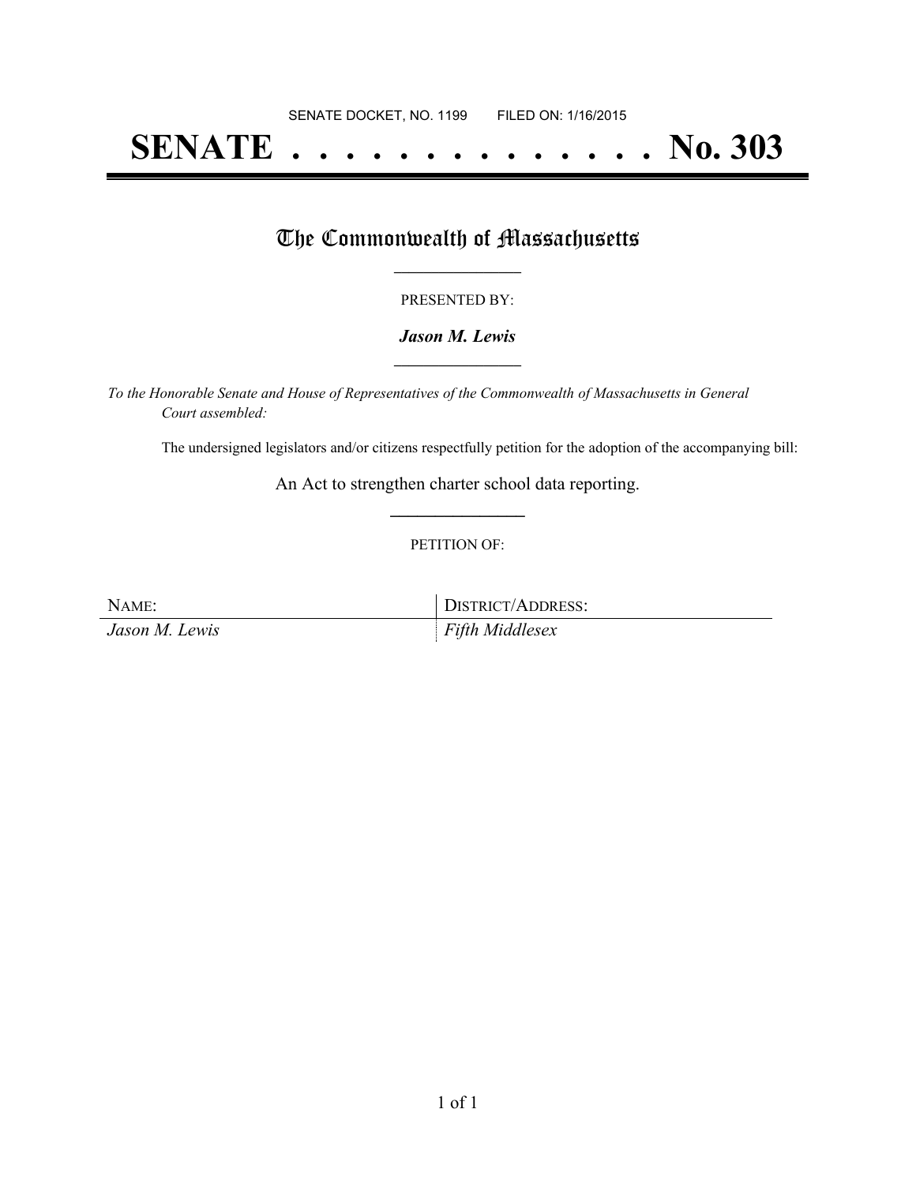SENATE DOCKET, NO. 1199        FILED ON: 1/16/2015

# SENATE . . . . . . . . . . . . . . No. 303

## The Commonwealth of Massachusetts

PRESENTED BY:

***Jason M. Lewis***

*To the Honorable Senate and House of Representatives of the Commonwealth of Massachusetts in General Court assembled:*

The undersigned legislators and/or citizens respectfully petition for the adoption of the accompanying bill:

An Act to strengthen charter school data reporting.

PETITION OF:

| NAME: | DISTRICT/ADDRESS: |
|---|---|
| *Jason M. Lewis* | *Fifth Middlesex* |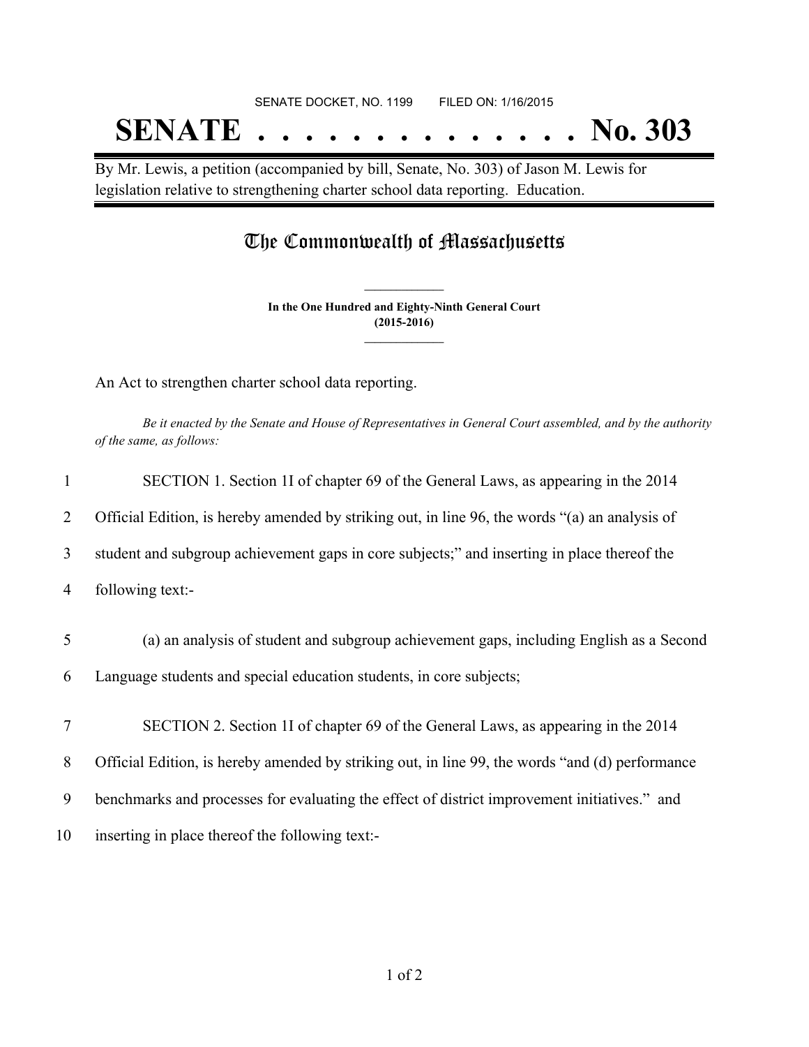SENATE DOCKET, NO. 1199 FILED ON: 1/16/2015

# SENATE . . . . . . . . . . . . . . No. 303

By Mr. Lewis, a petition (accompanied by bill, Senate, No. 303) of Jason M. Lewis for legislation relative to strengthening charter school data reporting. Education.

## The Commonwealth of Massachusetts

**In the One Hundred and Eighty-Ninth General Court**
**(2015-2016)**

An Act to strengthen charter school data reporting.

*Be it enacted by the Senate and House of Representatives in General Court assembled, and by the authority of the same, as follows:*

1 SECTION 1. Section 1I of chapter 69 of the General Laws, as appearing in the 2014
2 Official Edition, is hereby amended by striking out, in line 96, the words "(a) an analysis of
3 student and subgroup achievement gaps in core subjects;" and inserting in place thereof the
4 following text:-

5 (a) an analysis of student and subgroup achievement gaps, including English as a Second
6 Language students and special education students, in core subjects;

7 SECTION 2. Section 1I of chapter 69 of the General Laws, as appearing in the 2014
8 Official Edition, is hereby amended by striking out, in line 99, the words "and (d) performance
9 benchmarks and processes for evaluating the effect of district improvement initiatives." and
10 inserting in place thereof the following text:-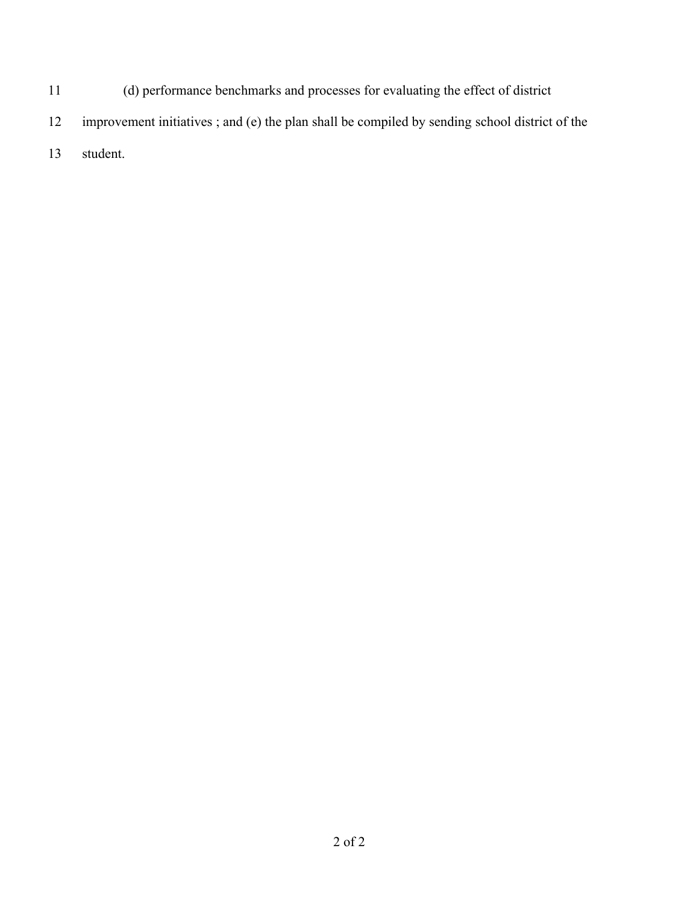(d) performance benchmarks and processes for evaluating the effect of district improvement initiatives ; and (e) the plan shall be compiled by sending school district of the student.